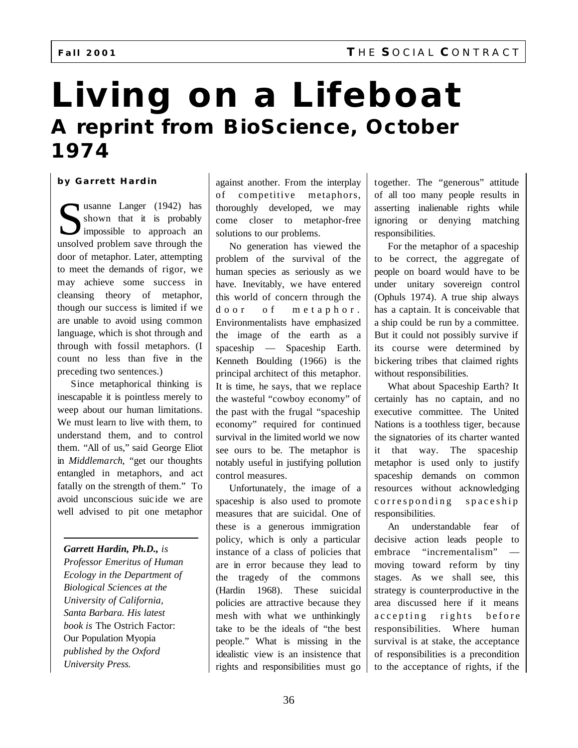# Living on a Lifeboat

## A reprint from BioScience, October 1974

**by Garrett Hardin**

Susanne Langer (1942) has shown that it is probably impossible to approach an unsolved problem save through the door of metaphor. Later, attempting to meet the demands of rigor, we may achieve some success in cleansing theory of metaphor, though our success is limited if we are unable to avoid using common language, which is shot through and through with fossil metaphors. (I count no less than five in the preceding two sentences.)

Since metaphorical thinking is inescapable it is pointless merely to weep about our human limitations. We must learn to live with them, to understand them, and to control them. "All of us," said George Eliot in *Middlemarch*, "get our thoughts entangled in metaphors, and act fatally on the strength of them." To avoid unconscious suicide we are well advised to pit one metaphor against another. From the interplay of competitive metaphors, thoroughly developed, we may come closer to metaphor-free solutions to our problems.

No generation has viewed the problem of the survival of the human species as seriously as we have. Inevitably, we have entered this world of concern through the door of metaphor. Environmentalists have emphasized the image of the earth as a spaceship — Spaceship Earth. Kenneth Boulding (1966) is the principal architect of this metaphor. It is time, he says, that we replace the wasteful "cowboy economy" of the past with the frugal "spaceship economy" required for continued survival in the limited world we now see ours to be. The metaphor is notably useful in justifying pollution control measures.

Unfortunately, the image of a spaceship is also used to promote measures that are suicidal. One of these is a generous immigration policy, which is only a particular instance of a class of policies that are in error because they lead to the tragedy of the commons (Hardin 1968). These suicidal policies are attractive because they mesh with what we unthinkingly take to be the ideals of "the best people." What is missing in the idealistic view is an insistence that rights and responsibilities must go together. The "generous" attitude of all too many people results in asserting inalienable rights while ignoring or denying matching responsibilities.

For the metaphor of a spaceship to be correct, the aggregate of people on board would have to be under unitary sovereign control (Ophuls 1974). A true ship always has a captain. It is conceivable that a ship could be run by a committee. But it could not possibly survive if its course were determined by bickering tribes that claimed rights without responsibilities.

What about Spaceship Earth? It certainly has no captain, and no executive committee. The United Nations is a toothless tiger, because the signatories of its charter wanted it that way. The spaceship metaphor is used only to justify spaceship demands on common resources without acknowledging corresponding spaceship responsibilities.

An understandable fear of decisive action leads people to embrace "incrementalism" — moving toward reform by tiny stages. As we shall see, this strategy is counterproductive in the area discussed here if it means accepting rights before responsibilities. Where human survival is at stake, the acceptance of responsibilities is a precondition to the acceptance of rights, if the

---

*Garrett Hardin, Ph.D., is Professor Emeritus of Human Ecology in the Department of Biological Sciences at the University of California, Santa Barbara. His latest book is* The Ostrich Factor: Our Population Myopia *published by the Oxford University Press.*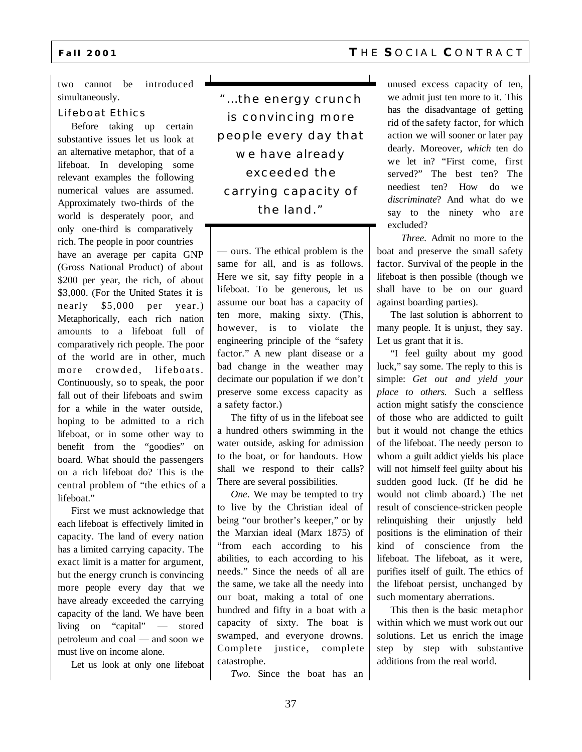two cannot be introduced simultaneously.

### Lifeboat Ethics

Before taking up certain substantive issues let us look at an alternative metaphor, that of a lifeboat. In developing some relevant examples the following numerical values are assumed. Approximately two-thirds of the world is desperately poor, and only one-third is comparatively rich. The people in poor countries have an average per capita GNP (Gross National Product) of about $200 per year, the rich, of about $3,000. (For the United States it is nearly $5,000 per year.) Metaphorically, each rich nation amounts to a lifeboat full of comparatively rich people. The poor of the world are in other, much more crowded, lifeboats. Continuously, so to speak, the poor fall out of their lifeboats and swim for a while in the water outside, hoping to be admitted to a rich lifeboat, or in some other way to benefit from the "goodies" on board. What should the passengers on a rich lifeboat do? This is the central problem of "the ethics of a lifeboat."

First we must acknowledge that each lifeboat is effectively limited in capacity. The land of every nation has a limited carrying capacity. The exact limit is a matter for argument, but the energy crunch is convincing more people every day that we have already exceeded the carrying capacity of the land. We have been living on "capital" — stored petroleum and coal — and soon we must live on income alone.

> "...the energy crunch is convincing more people every day that we have already exceeded the carrying capacity of the land."

Let us look at only one lifeboat — ours. The ethical problem is the same for all, and is as follows. Here we sit, say fifty people in a lifeboat. To be generous, let us assume our boat has a capacity of ten more, making sixty. (This, however, is to violate the engineering principle of the "safety factor." A new plant disease or a bad change in the weather may decimate our population if we don't preserve some excess capacity as a safety factor.)

The fifty of us in the lifeboat see a hundred others swimming in the water outside, asking for admission to the boat, or for handouts. How shall we respond to their calls? There are several possibilities.

*One*. We may be tempted to try to live by the Christian ideal of being "our brother's keeper," or by the Marxian ideal (Marx 1875) of "from each according to his abilities, to each according to his needs." Since the needs of all are the same, we take all the needy into our boat, making a total of one hundred and fifty in a boat with a capacity of sixty. The boat is swamped, and everyone drowns. Complete justice, complete catastrophe.

*Two*. Since the boat has an unused excess capacity of ten, we admit just ten more to it. This has the disadvantage of getting rid of the safety factor, for which action we will sooner or later pay dearly. Moreover, *which* ten do we let in? "First come, first served?" The best ten? The neediest ten? How do we *discriminate*? And what do we say to the ninety who are excluded?

*Three*. Admit no more to the boat and preserve the small safety factor. Survival of the people in the lifeboat is then possible (though we shall have to be on our guard against boarding parties).

The last solution is abhorrent to many people. It is unjust, they say. Let us grant that it is.

"I feel guilty about my good luck," say some. The reply to this is simple: *Get out and yield your place to others.* Such a selfless action might satisfy the conscience of those who are addicted to guilt but it would not change the ethics of the lifeboat. The needy person to whom a guilt addict yields his place will not himself feel guilty about his sudden good luck. (If he did he would not climb aboard.) The net result of conscience-stricken people relinquishing their unjustly held positions is the elimination of their kind of conscience from the lifeboat. The lifeboat, as it were, purifies itself of guilt. The ethics of the lifeboat persist, unchanged by such momentary aberrations.

This then is the basic metaphor within which we must work out our solutions. Let us enrich the image step by step with substantive additions from the real world.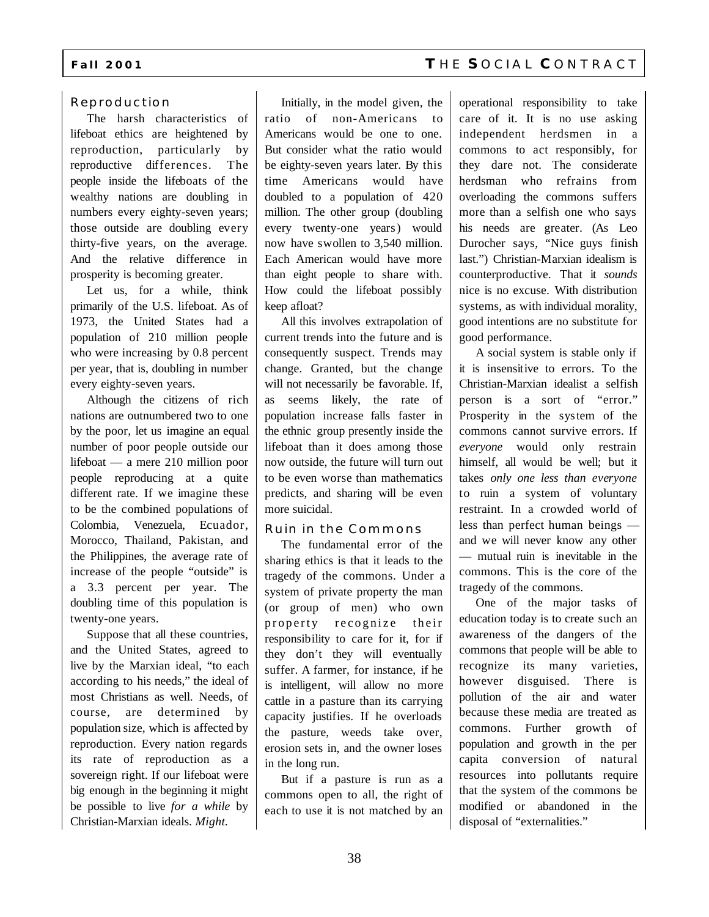## Reproduction

The harsh characteristics of lifeboat ethics are heightened by reproduction, particularly by reproductive differences. The people inside the lifeboats of the wealthy nations are doubling in numbers every eighty-seven years; those outside are doubling every thirty-five years, on the average. And the relative difference in prosperity is becoming greater.

Let us, for a while, think primarily of the U.S. lifeboat. As of 1973, the United States had a population of 210 million people who were increasing by 0.8 percent per year, that is, doubling in number every eighty-seven years.

Although the citizens of rich nations are outnumbered two to one by the poor, let us imagine an equal number of poor people outside our lifeboat — a mere 210 million poor people reproducing at a quite different rate. If we imagine these to be the combined populations of Colombia, Venezuela, Ecuador, Morocco, Thailand, Pakistan, and the Philippines, the average rate of increase of the people "outside" is a 3.3 percent per year. The doubling time of this population is twenty-one years.

Suppose that all these countries, and the United States, agreed to live by the Marxian ideal, "to each according to his needs," the ideal of most Christians as well. Needs, of course, are determined by population size, which is affected by reproduction. Every nation regards its rate of reproduction as a sovereign right. If our lifeboat were big enough in the beginning it might be possible to live *for a while* by Christian-Marxian ideals. *Might.*

Initially, in the model given, the ratio of non-Americans to Americans would be one to one. But consider what the ratio would be eighty-seven years later. By this time Americans would have doubled to a population of 420 million. The other group (doubling every twenty-one years) would now have swollen to 3,540 million. Each American would have more than eight people to share with. How could the lifeboat possibly keep afloat?

All this involves extrapolation of current trends into the future and is consequently suspect. Trends may change. Granted, but the change will not necessarily be favorable. If, as seems likely, the rate of population increase falls faster in the ethnic group presently inside the lifeboat than it does among those now outside, the future will turn out to be even worse than mathematics predicts, and sharing will be even more suicidal.

## Ruin in the Commons

The fundamental error of the sharing ethics is that it leads to the tragedy of the commons. Under a system of private property the man (or group of men) who own property recognize their responsibility to care for it, for if they don't they will eventually suffer. A farmer, for instance, if he is intelligent, will allow no more cattle in a pasture than its carrying capacity justifies. If he overloads the pasture, weeds take over, erosion sets in, and the owner loses in the long run.

But if a pasture is run as a commons open to all, the right of each to use it is not matched by an operational responsibility to take care of it. It is no use asking independent herdsmen in a commons to act responsibly, for they dare not. The considerate herdsman who refrains from overloading the commons suffers more than a selfish one who says his needs are greater. (As Leo Durocher says, "Nice guys finish last.") Christian-Marxian idealism is counterproductive. That it *sounds* nice is no excuse. With distribution systems, as with individual morality, good intentions are no substitute for good performance.

A social system is stable only if it is insensitive to errors. To the Christian-Marxian idealist a selfish person is a sort of "error." Prosperity in the system of the commons cannot survive errors. If *everyone* would only restrain himself, all would be well; but it takes *only one less than everyone* to ruin a system of voluntary restraint. In a crowded world of less than perfect human beings — and we will never know any other — mutual ruin is inevitable in the commons. This is the core of the tragedy of the commons.

One of the major tasks of education today is to create such an awareness of the dangers of the commons that people will be able to recognize its many varieties, however disguised. There is pollution of the air and water because these media are treated as commons. Further growth of population and growth in the per capita conversion of natural resources into pollutants require that the system of the commons be modified or abandoned in the disposal of "externalities."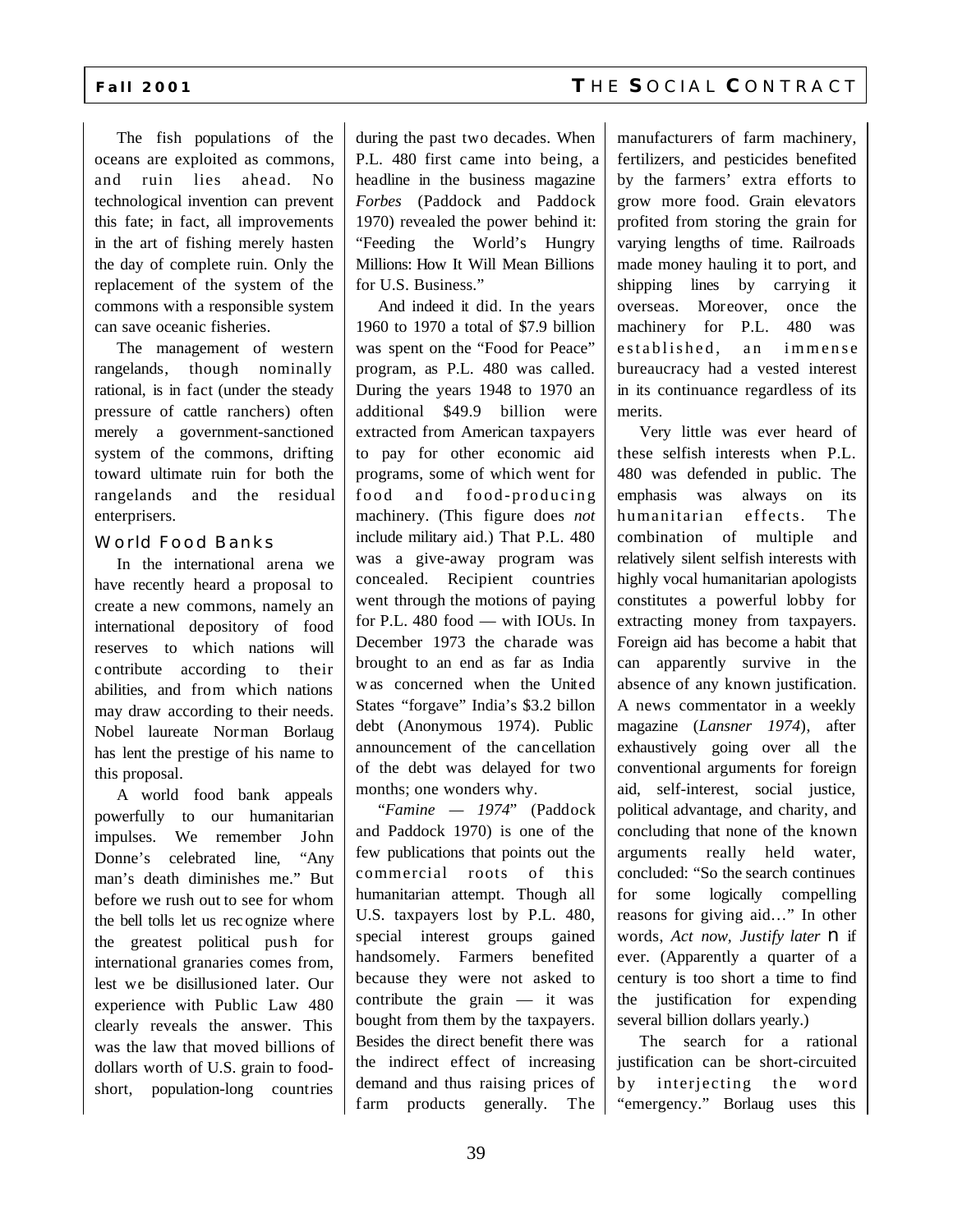The fish populations of the oceans are exploited as commons, and ruin lies ahead. No technological invention can prevent this fate; in fact, all improvements in the art of fishing merely hasten the day of complete ruin. Only the replacement of the system of the commons with a responsible system can save oceanic fisheries.

The management of western rangelands, though nominally rational, is in fact (under the steady pressure of cattle ranchers) often merely a government-sanctioned system of the commons, drifting toward ultimate ruin for both the rangelands and the residual enterprisers.

## World Food Banks

In the international arena we have recently heard a proposal to create a new commons, namely an international depository of food reserves to which nations will contribute according to their abilities, and from which nations may draw according to their needs. Nobel laureate Norman Borlaug has lent the prestige of his name to this proposal.

A world food bank appeals powerfully to our humanitarian impulses. We remember John Donne's celebrated line, "Any man's death diminishes me." But before we rush out to see for whom the bell tolls let us recognize where the greatest political push for international granaries comes from, lest we be disillusioned later. Our experience with Public Law 480 clearly reveals the answer. This was the law that moved billions of dollars worth of U.S. grain to food-short, population-long countries during the past two decades. When P.L. 480 first came into being, a headline in the business magazine *Forbes* (Paddock and Paddock 1970) revealed the power behind it: "Feeding the World's Hungry Millions: How It Will Mean Billions for U.S. Business."

And indeed it did. In the years 1960 to 1970 a total of $7.9 billion was spent on the "Food for Peace" program, as P.L. 480 was called. During the years 1948 to 1970 an additional $49.9 billion were extracted from American taxpayers to pay for other economic aid programs, some of which went for food and food-producing machinery. (This figure does *not* include military aid.) That P.L. 480 was a give-away program was concealed. Recipient countries went through the motions of paying for P.L. 480 food — with IOUs. In December 1973 the charade was brought to an end as far as India was concerned when the United States "forgave" India's $3.2 billon debt (Anonymous 1974). Public announcement of the cancellation of the debt was delayed for two months; one wonders why.

"*Famine — 1974*" (Paddock and Paddock 1970) is one of the few publications that points out the commercial roots of this humanitarian attempt. Though all U.S. taxpayers lost by P.L. 480, special interest groups gained handsomely. Farmers benefited because they were not asked to contribute the grain — it was bought from them by the taxpayers. Besides the direct benefit there was the indirect effect of increasing demand and thus raising prices of farm products generally. The manufacturers of farm machinery, fertilizers, and pesticides benefited by the farmers' extra efforts to grow more food. Grain elevators profited from storing the grain for varying lengths of time. Railroads made money hauling it to port, and shipping lines by carrying it overseas. Moreover, once the machinery for P.L. 480 was established, an immense bureaucracy had a vested interest in its continuance regardless of its merits.

Very little was ever heard of these selfish interests when P.L. 480 was defended in public. The emphasis was always on its humanitarian effects. The combination of multiple and relatively silent selfish interests with highly vocal humanitarian apologists constitutes a powerful lobby for extracting money from taxpayers. Foreign aid has become a habit that can apparently survive in the absence of any known justification. A news commentator in a weekly magazine (*Lansner 1974*), after exhaustively going over all the conventional arguments for foreign aid, self-interest, social justice, political advantage, and charity, and concluding that none of the known arguments really held water, concluded: "So the search continues for some logically compelling reasons for giving aid…" In other words, *Act now, Justify later* — if ever. (Apparently a quarter of a century is too short a time to find the justification for expending several billion dollars yearly.)

The search for a rational justification can be short-circuited by interjecting the word "emergency." Borlaug uses this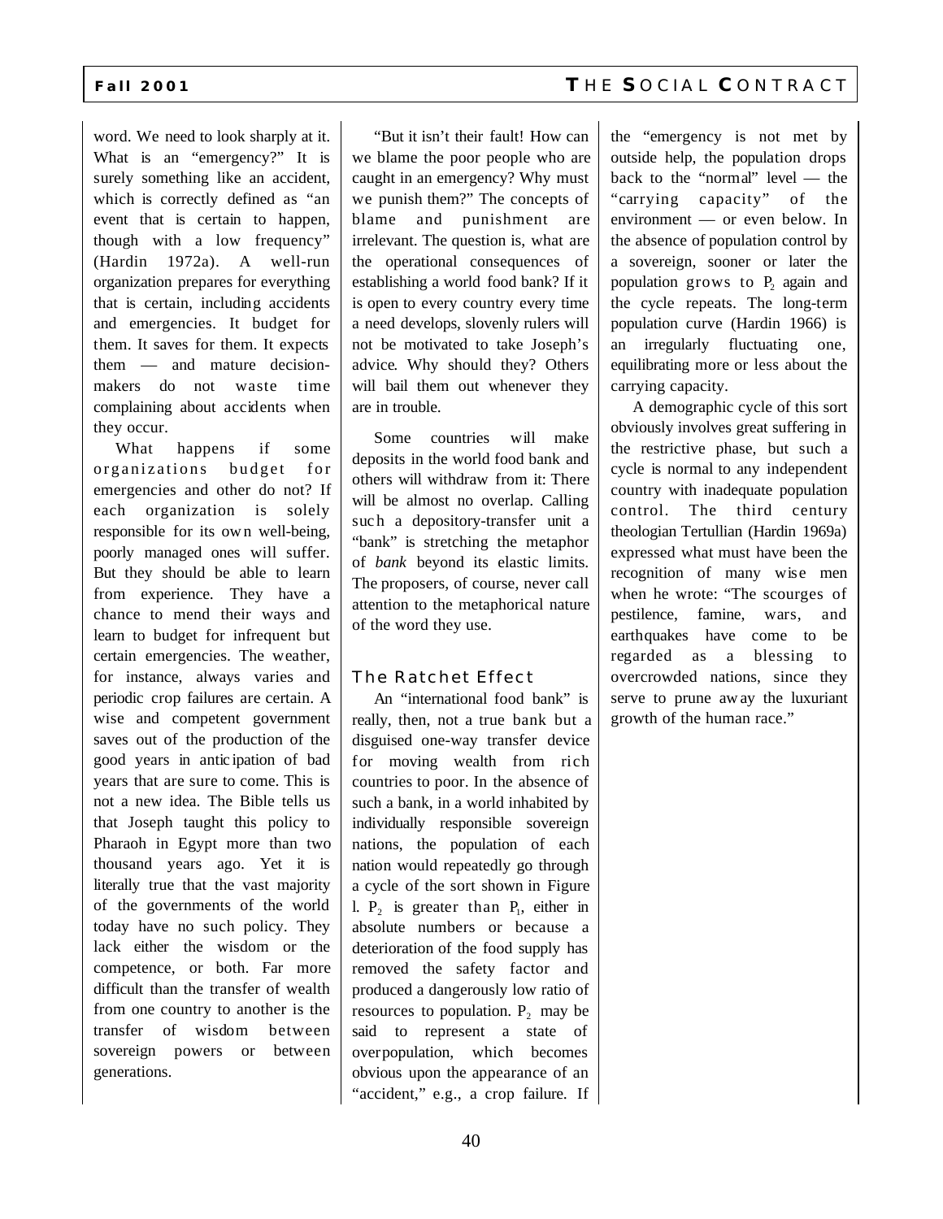word. We need to look sharply at it. What is an "emergency?" It is surely something like an accident, which is correctly defined as "an event that is certain to happen, though with a low frequency" (Hardin 1972a). A well-run organization prepares for everything that is certain, including accidents and emergencies. It budget for them. It saves for them. It expects them — and mature decision-makers do not waste time complaining about accidents when they occur.

What happens if some organizations budget for emergencies and other do not? If each organization is solely responsible for its own well-being, poorly managed ones will suffer. But they should be able to learn from experience. They have a chance to mend their ways and learn to budget for infrequent but certain emergencies. The weather, for instance, always varies and periodic crop failures are certain. A wise and competent government saves out of the production of the good years in anticipation of bad years that are sure to come. This is not a new idea. The Bible tells us that Joseph taught this policy to Pharaoh in Egypt more than two thousand years ago. Yet it is literally true that the vast majority of the governments of the world today have no such policy. They lack either the wisdom or the competence, or both. Far more difficult than the transfer of wealth from one country to another is the transfer of wisdom between sovereign powers or between generations.

"But it isn't their fault! How can we blame the poor people who are caught in an emergency? Why must we punish them?" The concepts of blame and punishment are irrelevant. The question is, what are the operational consequences of establishing a world food bank? If it is open to every country every time a need develops, slovenly rulers will not be motivated to take Joseph's advice. Why should they? Others will bail them out whenever they are in trouble.

Some countries will make deposits in the world food bank and others will withdraw from it: There will be almost no overlap. Calling such a depository-transfer unit a "bank" is stretching the metaphor of *bank* beyond its elastic limits. The proposers, of course, never call attention to the metaphorical nature of the word they use.

## The Ratchet Effect

An "international food bank" is really, then, not a true bank but a disguised one-way transfer device for moving wealth from rich countries to poor. In the absence of such a bank, in a world inhabited by individually responsible sovereign nations, the population of each nation would repeatedly go through a cycle of the sort shown in Figure l. $P_2$ is greater than $P_1$, either in absolute numbers or because a deterioration of the food supply has removed the safety factor and produced a dangerously low ratio of resources to population. $P_2$ may be said to represent a state of overpopulation, which becomes obvious upon the appearance of an "accident," e.g., a crop failure. If the "emergency is not met by outside help, the population drops back to the "normal" level — the "carrying capacity" of the environment — or even below. In the absence of population control by a sovereign, sooner or later the population grows to $P_2$ again and the cycle repeats. The long-term population curve (Hardin 1966) is an irregularly fluctuating one, equilibrating more or less about the carrying capacity.

A demographic cycle of this sort obviously involves great suffering in the restrictive phase, but such a cycle is normal to any independent country with inadequate population control. The third century theologian Tertullian (Hardin 1969a) expressed what must have been the recognition of many wise men when he wrote: "The scourges of pestilence, famine, wars, and earthquakes have come to be regarded as a blessing to overcrowded nations, since they serve to prune away the luxuriant growth of the human race."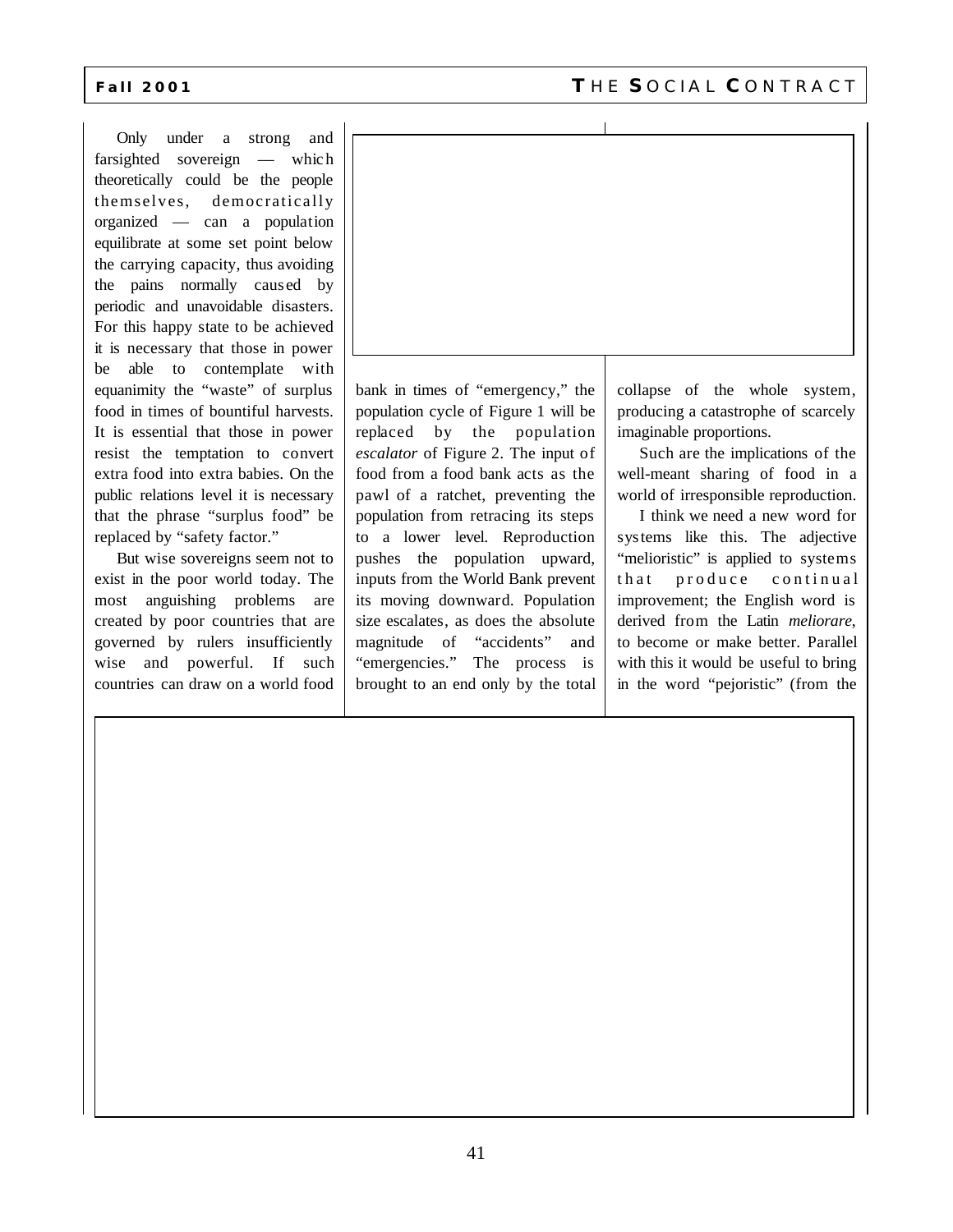Only under a strong and farsighted sovereign — which theoretically could be the people themselves, democratically organized — can a population equilibrate at some set point below the carrying capacity, thus avoiding the pains normally caused by periodic and unavoidable disasters. For this happy state to be achieved it is necessary that those in power be able to contemplate with equanimity the "waste" of surplus food in times of bountiful harvests. It is essential that those in power resist the temptation to convert extra food into extra babies. On the public relations level it is necessary that the phrase "surplus food" be replaced by "safety factor."

But wise sovereigns seem not to exist in the poor world today. The most anguishing problems are created by poor countries that are governed by rulers insufficiently wise and powerful. If such countries can draw on a world food bank in times of "emergency," the population cycle of Figure 1 will be replaced by the population *escalator* of Figure 2. The input of food from a food bank acts as the pawl of a ratchet, preventing the population from retracing its steps to a lower level. Reproduction pushes the population upward, inputs from the World Bank prevent its moving downward. Population size escalates, as does the absolute magnitude of "accidents" and "emergencies." The process is brought to an end only by the total collapse of the whole system, producing a catastrophe of scarcely imaginable proportions.

Such are the implications of the well-meant sharing of food in a world of irresponsible reproduction.

I think we need a new word for systems like this. The adjective "melioristic" is applied to systems that produce continual improvement; the English word is derived from the Latin *meliorare*, to become or make better. Parallel with this it would be useful to bring in the word "pejoristic" (from the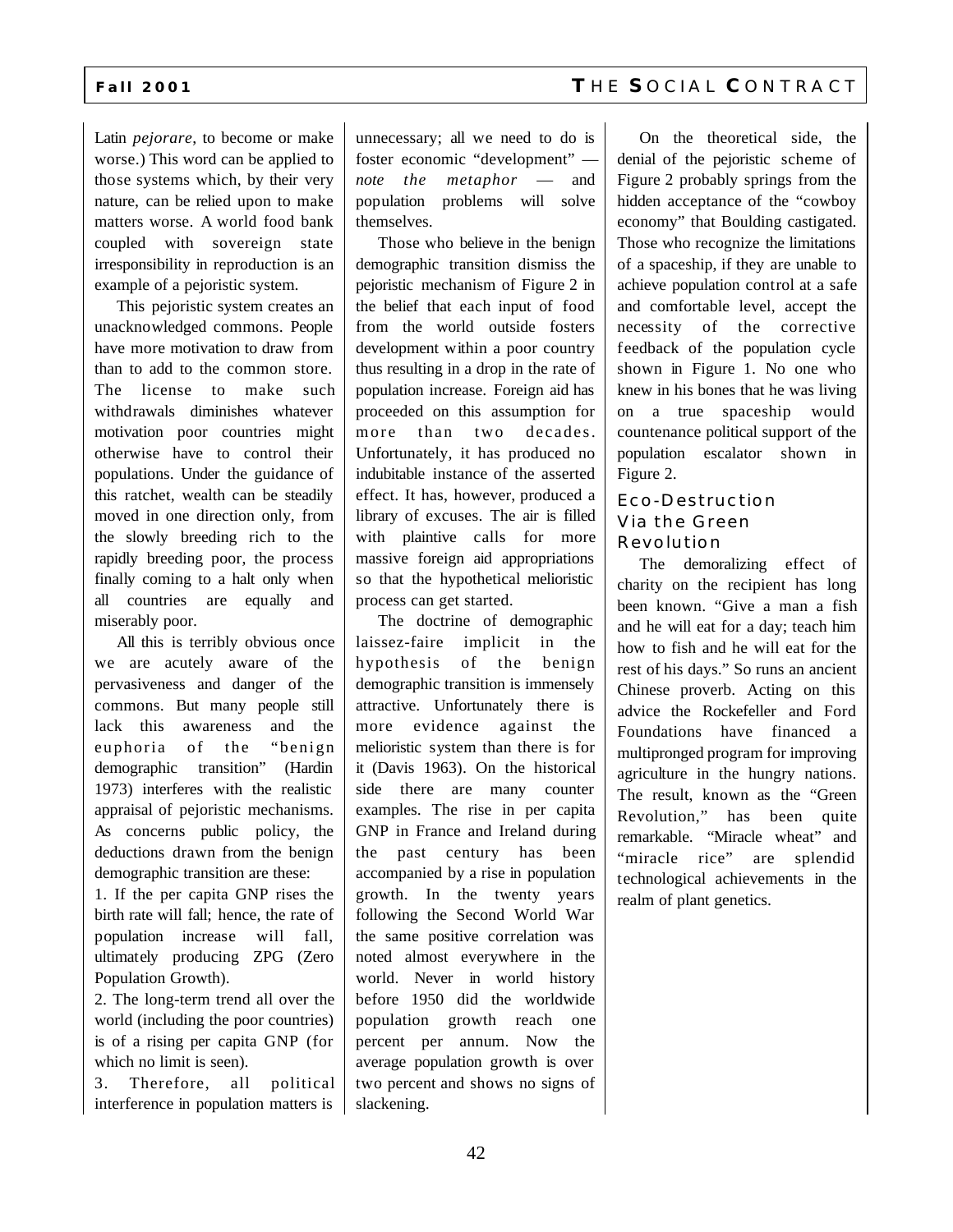Latin *pejorare*, to become or make worse.) This word can be applied to those systems which, by their very nature, can be relied upon to make matters worse. A world food bank coupled with sovereign state irresponsibility in reproduction is an example of a pejoristic system.

This pejoristic system creates an unacknowledged commons. People have more motivation to draw from than to add to the common store. The license to make such withdrawals diminishes whatever motivation poor countries might otherwise have to control their populations. Under the guidance of this ratchet, wealth can be steadily moved in one direction only, from the slowly breeding rich to the rapidly breeding poor, the process finally coming to a halt only when all countries are equally and miserably poor.

All this is terribly obvious once we are acutely aware of the pervasiveness and danger of the commons. But many people still lack this awareness and the euphoria of the "benign demographic transition" (Hardin 1973) interferes with the realistic appraisal of pejoristic mechanisms. As concerns public policy, the deductions drawn from the benign demographic transition are these:

1. If the per capita GNP rises the birth rate will fall; hence, the rate of population increase will fall, ultimately producing ZPG (Zero Population Growth).
2. The long-term trend all over the world (including the poor countries) is of a rising per capita GNP (for which no limit is seen).
3. Therefore, all political interference in population matters is unnecessary; all we need to do is foster economic "development" — *note the metaphor* — and population problems will solve themselves.

Those who believe in the benign demographic transition dismiss the pejoristic mechanism of Figure 2 in the belief that each input of food from the world outside fosters development within a poor country thus resulting in a drop in the rate of population increase. Foreign aid has proceeded on this assumption for more than two decades. Unfortunately, it has produced no indubitable instance of the asserted effect. It has, however, produced a library of excuses. The air is filled with plaintive calls for more massive foreign aid appropriations so that the hypothetical melioristic process can get started.

The doctrine of demographic laissez-faire implicit in the hypothesis of the benign demographic transition is immensely attractive. Unfortunately there is more evidence against the melioristic system than there is for it (Davis 1963). On the historical side there are many counter examples. The rise in per capita GNP in France and Ireland during the past century has been accompanied by a rise in population growth. In the twenty years following the Second World War the same positive correlation was noted almost everywhere in the world. Never in world history before 1950 did the worldwide population growth reach one percent per annum. Now the average population growth is over two percent and shows no signs of slackening.

On the theoretical side, the denial of the pejoristic scheme of Figure 2 probably springs from the hidden acceptance of the "cowboy economy" that Boulding castigated. Those who recognize the limitations of a spaceship, if they are unable to achieve population control at a safe and comfortable level, accept the necessity of the corrective feedback of the population cycle shown in Figure 1. No one who knew in his bones that he was living on a true spaceship would countenance political support of the population escalator shown in Figure 2.

## Eco-Destruction Via the Green Revolution

The demoralizing effect of charity on the recipient has long been known. "Give a man a fish and he will eat for a day; teach him how to fish and he will eat for the rest of his days." So runs an ancient Chinese proverb. Acting on this advice the Rockefeller and Ford Foundations have financed a multipronged program for improving agriculture in the hungry nations. The result, known as the "Green Revolution," has been quite remarkable. "Miracle wheat" and "miracle rice" are splendid technological achievements in the realm of plant genetics.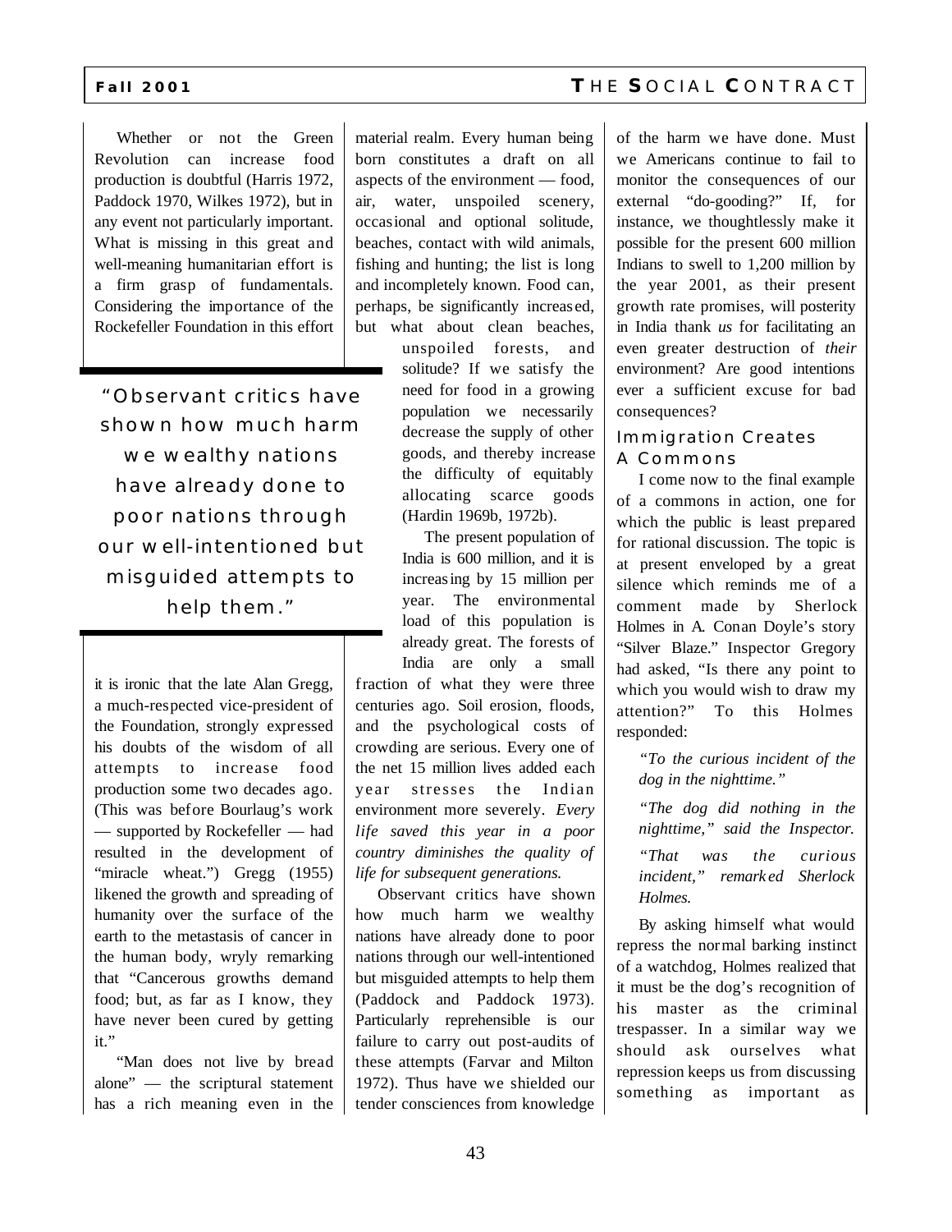Whether or not the Green Revolution can increase food production is doubtful (Harris 1972, Paddock 1970, Wilkes 1972), but in any event not particularly important. What is missing in this great and well-meaning humanitarian effort is a firm grasp of fundamentals. Considering the importance of the Rockefeller Foundation in this effort it is ironic that the late Alan Gregg, a much-respected vice-president of the Foundation, strongly expressed his doubts of the wisdom of all attempts to increase food production some two decades ago. (This was before Bourlaug's work — supported by Rockefeller — had resulted in the development of "miracle wheat.") Gregg (1955) likened the growth and spreading of humanity over the surface of the earth to the metastasis of cancer in the human body, wryly remarking that "Cancerous growths demand food; but, as far as I know, they have never been cured by getting it."

"Man does not live by bread alone" — the scriptural statement has a rich meaning even in the material realm. Every human being born constitutes a draft on all aspects of the environment — food, air, water, unspoiled scenery, occasional and optional solitude, beaches, contact with wild animals, fishing and hunting; the list is long and incompletely known. Food can, perhaps, be significantly increased, but what about clean beaches, unspoiled forests, and solitude? If we satisfy the need for food in a growing population we necessarily decrease the supply of other goods, and thereby increase the difficulty of equitably allocating scarce goods (Hardin 1969b, 1972b).

> "Observant critics have shown how much harm we wealthy nations have already done to poor nations through our well-intentioned but misguided attempts to help them."

The present population of India is 600 million, and it is increasing by 15 million per year. The environmental load of this population is already great. The forests of India are only a small fraction of what they were three centuries ago. Soil erosion, floods, and the psychological costs of crowding are serious. Every one of the net 15 million lives added each year stresses the Indian environment more severely. *Every life saved this year in a poor country diminishes the quality of life for subsequent generations.*

Observant critics have shown how much harm we wealthy nations have already done to poor nations through our well-intentioned but misguided attempts to help them (Paddock and Paddock 1973). Particularly reprehensible is our failure to carry out post-audits of these attempts (Farvar and Milton 1972). Thus have we shielded our tender consciences from knowledge of the harm we have done. Must we Americans continue to fail to monitor the consequences of our external "do-gooding?" If, for instance, we thoughtlessly make it possible for the present 600 million Indians to swell to 1,200 million by the year 2001, as their present growth rate promises, will posterity in India thank *us* for facilitating an even greater destruction of *their* environment? Are good intentions ever a sufficient excuse for bad consequences?

### Immigration Creates A Commons

I come now to the final example of a commons in action, one for which the public is least prepared for rational discussion. The topic is at present enveloped by a great silence which reminds me of a comment made by Sherlock Holmes in A. Conan Doyle's story "Silver Blaze." Inspector Gregory had asked, "Is there any point to which you would wish to draw my attention?" To this Holmes responded:

> *"To the curious incident of the dog in the nighttime."*
>
> *"The dog did nothing in the nighttime," said the Inspector.*
>
> *"That was the curious incident," remarked Sherlock Holmes.*

By asking himself what would repress the normal barking instinct of a watchdog, Holmes realized that it must be the dog's recognition of his master as the criminal trespasser. In a similar way we should ask ourselves what repression keeps us from discussing something as important as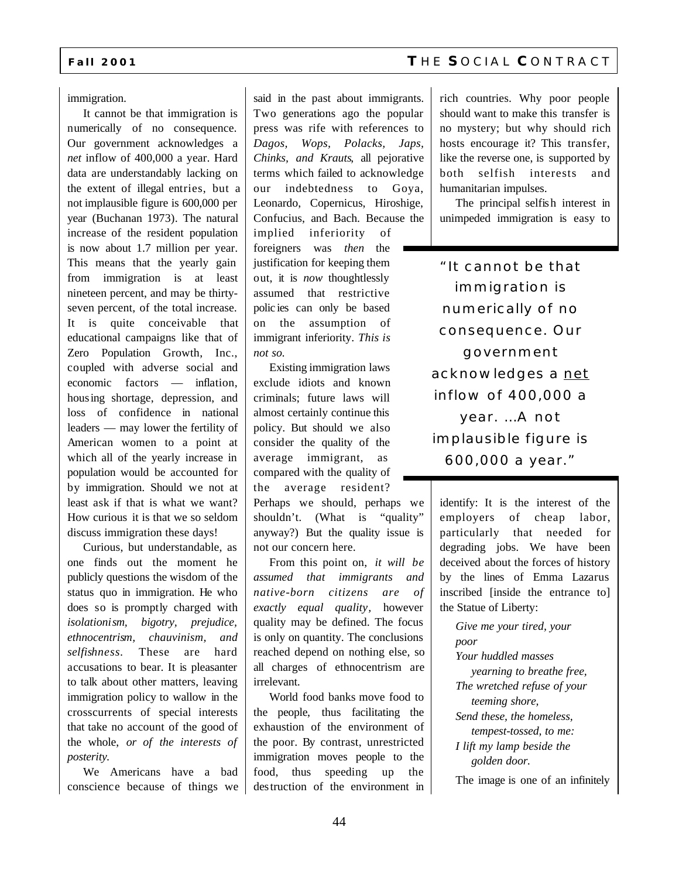immigration.

It cannot be that immigration is numerically of no consequence. Our government acknowledges a *net* inflow of 400,000 a year. Hard data are understandably lacking on the extent of illegal entries, but a not implausible figure is 600,000 per year (Buchanan 1973). The natural increase of the resident population is now about 1.7 million per year. This means that the yearly gain from immigration is at least nineteen percent, and may be thirty-seven percent, of the total increase. It is quite conceivable that educational campaigns like that of Zero Population Growth, Inc., coupled with adverse social and economic factors — inflation, housing shortage, depression, and loss of confidence in national leaders — may lower the fertility of American women to a point at which all of the yearly increase in population would be accounted for by immigration. Should we not at least ask if that is what we want? How curious it is that we so seldom discuss immigration these days!

Curious, but understandable, as one finds out the moment he publicly questions the wisdom of the status quo in immigration. He who does so is promptly charged with *isolationism, bigotry, prejudice, ethnocentrism, chauvinism, and selfishness*. These are hard accusations to bear. It is pleasanter to talk about other matters, leaving immigration policy to wallow in the crosscurrents of special interests that take no account of the good of the whole, *or of the interests of posterity.*

We Americans have a bad conscience because of things we said in the past about immigrants. Two generations ago the popular press was rife with references to *Dagos, Wops, Polacks, Japs, Chinks, and Krauts*, all pejorative terms which failed to acknowledge our indebtedness to Goya, Leonardo, Copernicus, Hiroshige, Confucius, and Bach. Because the implied inferiority of foreigners was *then* the justification for keeping them out, it is *now* thoughtlessly assumed that restrictive policies can only be based on the assumption of immigrant inferiority. *This is not so.*

Existing immigration laws exclude idiots and known criminals; future laws will almost certainly continue this policy. But should we also consider the quality of the average immigrant, as compared with the quality of the average resident? Perhaps we should, perhaps we shouldn't. (What is "quality" anyway?) But the quality issue is not our concern here.

From this point on, *it will be assumed that immigrants and native-born citizens are of exactly equal quality*, however quality may be defined. The focus is only on quantity. The conclusions reached depend on nothing else, so all charges of ethnocentrism are irrelevant.

World food banks move food to the people, thus facilitating the exhaustion of the environment of the poor. By contrast, unrestricted immigration moves people to the food, thus speeding up the destruction of the environment in rich countries. Why poor people should want to make this transfer is no mystery; but why should rich hosts encourage it? This transfer, like the reverse one, is supported by both selfish interests and humanitarian impulses.

> "It cannot be that immigration is numerically of no consequence. Our government acknowledges a <u>net</u> inflow of 400,000 a year. ...A not implausible figure is 600,000 a year."

The principal selfish interest in unimpeded immigration is easy to identify: It is the interest of the employers of cheap labor, particularly that needed for degrading jobs. We have been deceived about the forces of history by the lines of Emma Lazarus inscribed [inside the entrance to] the Statue of Liberty:

> *Give me your tired, your poor*
> *Your huddled masses yearning to breathe free,*
> *The wretched refuse of your teeming shore,*
> *Send these, the homeless, tempest-tossed, to me:*
> *I lift my lamp beside the golden door.*

The image is one of an infinitely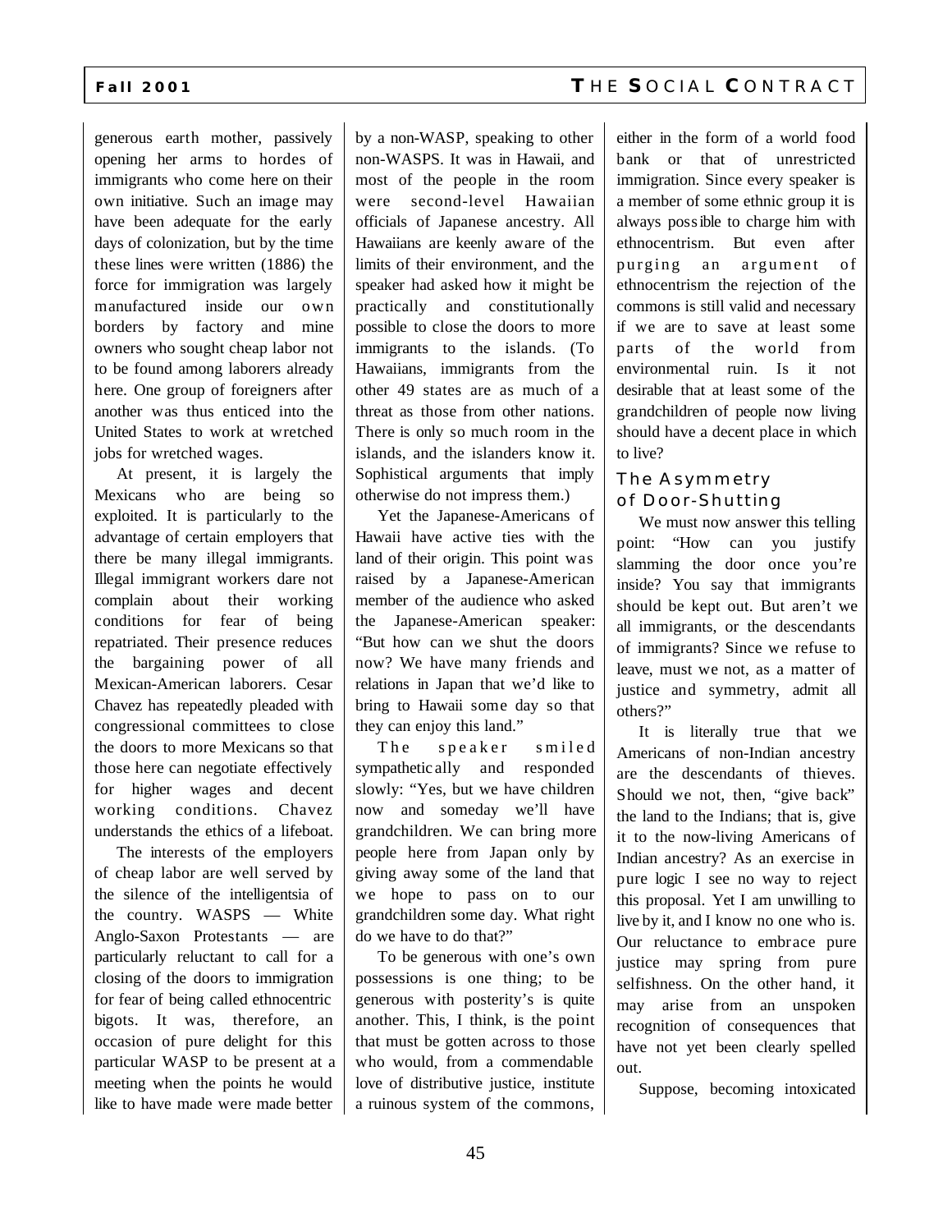generous earth mother, passively opening her arms to hordes of immigrants who come here on their own initiative. Such an image may have been adequate for the early days of colonization, but by the time these lines were written (1886) the force for immigration was largely manufactured inside our own borders by factory and mine owners who sought cheap labor not to be found among laborers already here. One group of foreigners after another was thus enticed into the United States to work at wretched jobs for wretched wages.

At present, it is largely the Mexicans who are being so exploited. It is particularly to the advantage of certain employers that there be many illegal immigrants. Illegal immigrant workers dare not complain about their working conditions for fear of being repatriated. Their presence reduces the bargaining power of all Mexican-American laborers. Cesar Chavez has repeatedly pleaded with congressional committees to close the doors to more Mexicans so that those here can negotiate effectively for higher wages and decent working conditions. Chavez understands the ethics of a lifeboat.

The interests of the employers of cheap labor are well served by the silence of the intelligentsia of the country. WASPS — White Anglo-Saxon Protestants — are particularly reluctant to call for a closing of the doors to immigration for fear of being called ethnocentric bigots. It was, therefore, an occasion of pure delight for this particular WASP to be present at a meeting when the points he would like to have made were made better by a non-WASP, speaking to other non-WASPS. It was in Hawaii, and most of the people in the room were second-level Hawaiian officials of Japanese ancestry. All Hawaiians are keenly aware of the limits of their environment, and the speaker had asked how it might be practically and constitutionally possible to close the doors to more immigrants to the islands. (To Hawaiians, immigrants from the other 49 states are as much of a threat as those from other nations. There is only so much room in the islands, and the islanders know it. Sophistical arguments that imply otherwise do not impress them.)

Yet the Japanese-Americans of Hawaii have active ties with the land of their origin. This point was raised by a Japanese-American member of the audience who asked the Japanese-American speaker: "But how can we shut the doors now? We have many friends and relations in Japan that we'd like to bring to Hawaii some day so that they can enjoy this land."

The speaker smiled sympathetically and responded slowly: "Yes, but we have children now and someday we'll have grandchildren. We can bring more people here from Japan only by giving away some of the land that we hope to pass on to our grandchildren some day. What right do we have to do that?"

To be generous with one's own possessions is one thing; to be generous with posterity's is quite another. This, I think, is the point that must be gotten across to those who would, from a commendable love of distributive justice, institute a ruinous system of the commons, either in the form of a world food bank or that of unrestricted immigration. Since every speaker is a member of some ethnic group it is always possible to charge him with ethnocentrism. But even after purging an argument of ethnocentrism the rejection of the commons is still valid and necessary if we are to save at least some parts of the world from environmental ruin. Is it not desirable that at least some of the grandchildren of people now living should have a decent place in which to live?

## The Asymmetry of Door-Shutting

We must now answer this telling point: "How can you justify slamming the door once you're inside? You say that immigrants should be kept out. But aren't we all immigrants, or the descendants of immigrants? Since we refuse to leave, must we not, as a matter of justice and symmetry, admit all others?"

It is literally true that we Americans of non-Indian ancestry are the descendants of thieves. Should we not, then, "give back" the land to the Indians; that is, give it to the now-living Americans of Indian ancestry? As an exercise in pure logic I see no way to reject this proposal. Yet I am unwilling to live by it, and I know no one who is. Our reluctance to embrace pure justice may spring from pure selfishness. On the other hand, it may arise from an unspoken recognition of consequences that have not yet been clearly spelled out.

Suppose, becoming intoxicated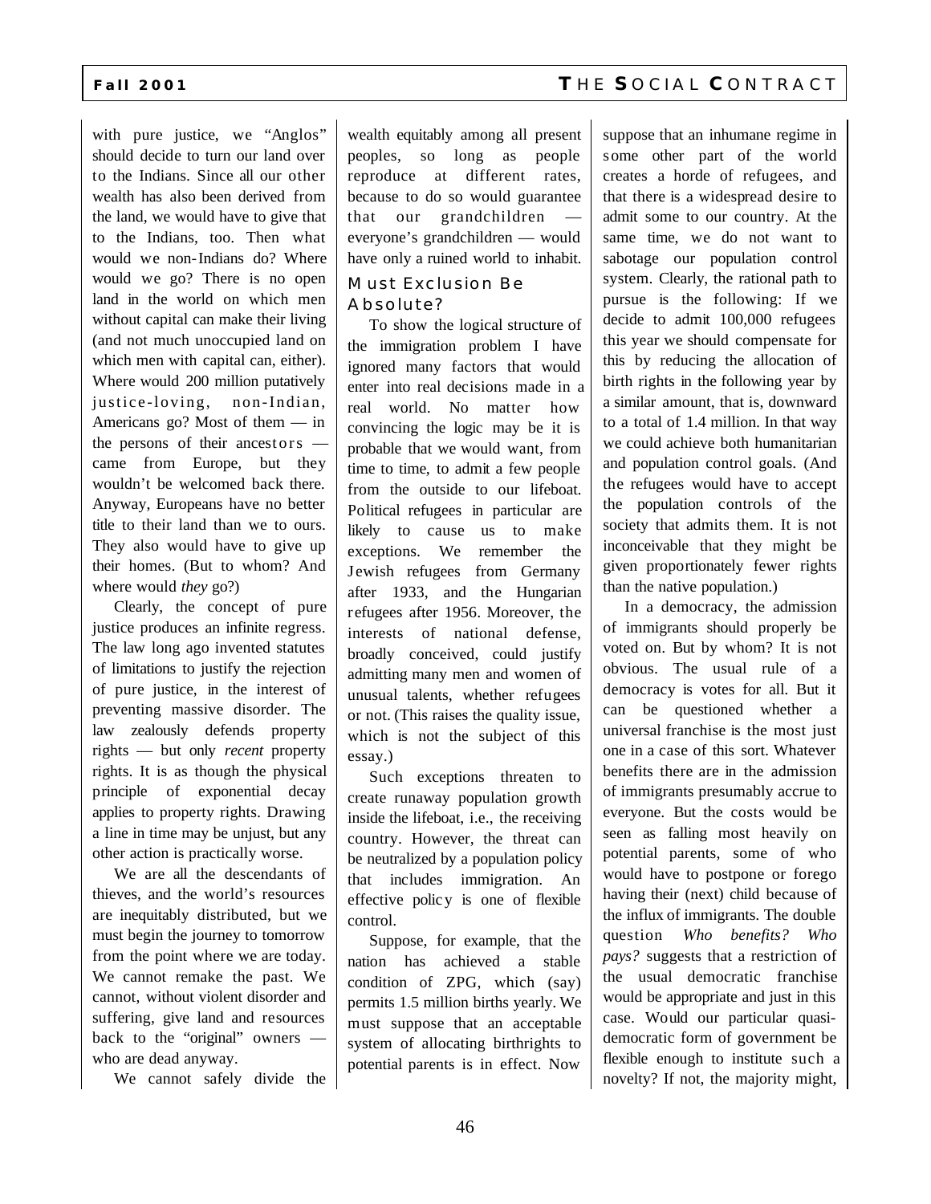with pure justice, we "Anglos" should decide to turn our land over to the Indians. Since all our other wealth has also been derived from the land, we would have to give that to the Indians, too. Then what would we non-Indians do? Where would we go? There is no open land in the world on which men without capital can make their living (and not much unoccupied land on which men with capital can, either). Where would 200 million putatively justice-loving, non-Indian, Americans go? Most of them — in the persons of their ancestors — came from Europe, but they wouldn't be welcomed back there. Anyway, Europeans have no better title to their land than we to ours. They also would have to give up their homes. (But to whom? And where would *they* go?)

Clearly, the concept of pure justice produces an infinite regress. The law long ago invented statutes of limitations to justify the rejection of pure justice, in the interest of preventing massive disorder. The law zealously defends property rights — but only *recent* property rights. It is as though the physical principle of exponential decay applies to property rights. Drawing a line in time may be unjust, but any other action is practically worse.

We are all the descendants of thieves, and the world's resources are inequitably distributed, but we must begin the journey to tomorrow from the point where we are today. We cannot remake the past. We cannot, without violent disorder and suffering, give land and resources back to the "original" owners — who are dead anyway.

We cannot safely divide the wealth equitably among all present peoples, so long as people reproduce at different rates, because to do so would guarantee that our grandchildren — everyone's grandchildren — would have only a ruined world to inhabit.

## Must Exclusion Be Absolute?

To show the logical structure of the immigration problem I have ignored many factors that would enter into real decisions made in a real world. No matter how convincing the logic may be it is probable that we would want, from time to time, to admit a few people from the outside to our lifeboat. Political refugees in particular are likely to cause us to make exceptions. We remember the Jewish refugees from Germany after 1933, and the Hungarian refugees after 1956. Moreover, the interests of national defense, broadly conceived, could justify admitting many men and women of unusual talents, whether refugees or not. (This raises the quality issue, which is not the subject of this essay.)

Such exceptions threaten to create runaway population growth inside the lifeboat, i.e., the receiving country. However, the threat can be neutralized by a population policy that includes immigration. An effective policy is one of flexible control.

Suppose, for example, that the nation has achieved a stable condition of ZPG, which (say) permits 1.5 million births yearly. We must suppose that an acceptable system of allocating birthrights to potential parents is in effect. Now suppose that an inhumane regime in some other part of the world creates a horde of refugees, and that there is a widespread desire to admit some to our country. At the same time, we do not want to sabotage our population control system. Clearly, the rational path to pursue is the following: If we decide to admit 100,000 refugees this year we should compensate for this by reducing the allocation of birth rights in the following year by a similar amount, that is, downward to a total of 1.4 million. In that way we could achieve both humanitarian and population control goals. (And the refugees would have to accept the population controls of the society that admits them. It is not inconceivable that they might be given proportionately fewer rights than the native population.)

In a democracy, the admission of immigrants should properly be voted on. But by whom? It is not obvious. The usual rule of a democracy is votes for all. But it can be questioned whether a universal franchise is the most just one in a case of this sort. Whatever benefits there are in the admission of immigrants presumably accrue to everyone. But the costs would be seen as falling most heavily on potential parents, some of who would have to postpone or forego having their (next) child because of the influx of immigrants. The double question *Who benefits? Who pays?* suggests that a restriction of the usual democratic franchise would be appropriate and just in this case. Would our particular quasi-democratic form of government be flexible enough to institute such a novelty? If not, the majority might,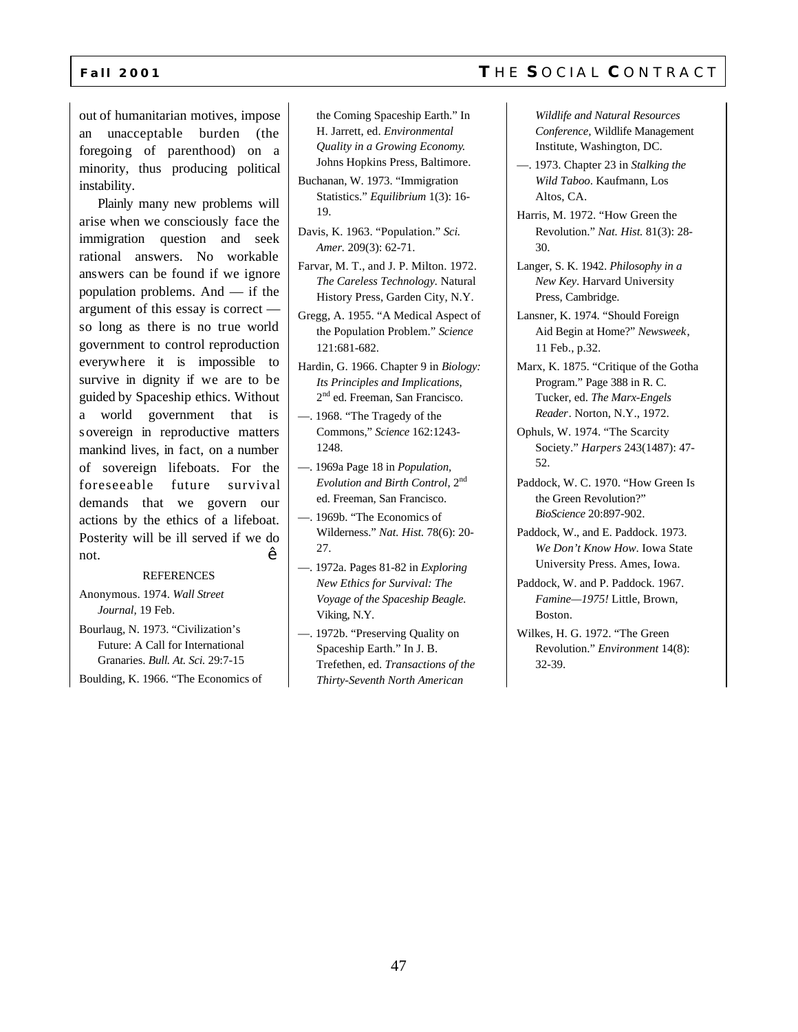out of humanitarian motives, impose an unacceptable burden (the foregoing of parenthood) on a minority, thus producing political instability.

Plainly many new problems will arise when we consciously face the immigration question and seek rational answers. No workable answers can be found if we ignore population problems. And — if the argument of this essay is correct — so long as there is no true world government to control reproduction everywhere it is impossible to survive in dignity if we are to be guided by Spaceship ethics. Without a world government that is sovereign in reproductive matters mankind lives, in fact, on a number of sovereign lifeboats. For the foreseeable future survival demands that we govern our actions by the ethics of a lifeboat. Posterity will be ill served if we do not. ê

REFERENCES

Anonymous. 1974. *Wall Street Journal*, 19 Feb.

Bourlaug, N. 1973. "Civilization's Future: A Call for International Granaries. *Bull. At. Sci.* 29:7-15

Boulding, K. 1966. "The Economics of the Coming Spaceship Earth." In H. Jarrett, ed. *Environmental Quality in a Growing Economy.* Johns Hopkins Press, Baltimore.

Buchanan, W. 1973. "Immigration Statistics." *Equilibrium* 1(3): 16-19.

Davis, K. 1963. "Population." *Sci. Amer.* 209(3): 62-71.

Farvar, M. T., and J. P. Milton. 1972. *The Careless Technology.* Natural History Press, Garden City, N.Y.

Gregg, A. 1955. "A Medical Aspect of the Population Problem." *Science* 121:681-682.

Hardin, G. 1966. Chapter 9 in *Biology: Its Principles and Implications*, 2nd ed. Freeman, San Francisco.

—. 1968. "The Tragedy of the Commons," *Science* 162:1243-1248.

—. 1969a Page 18 in *Population, Evolution and Birth Control*, 2nd ed. Freeman, San Francisco.

—. 1969b. "The Economics of Wilderness." *Nat. Hist.* 78(6): 20-27.

—. 1972a. Pages 81-82 in *Exploring New Ethics for Survival: The Voyage of the Spaceship Beagle.* Viking, N.Y.

—. 1972b. "Preserving Quality on Spaceship Earth." In J. B. Trefethen, ed. *Transactions of the Thirty-Seventh North American Wildlife and Natural Resources Conference*, Wildlife Management Institute, Washington, DC.

—. 1973. Chapter 23 in *Stalking the Wild Taboo*. Kaufmann, Los Altos, CA.

Harris, M. 1972. "How Green the Revolution." *Nat. Hist.* 81(3): 28-30.

Langer, S. K. 1942. *Philosophy in a New Key*. Harvard University Press, Cambridge.

Lansner, K. 1974. "Should Foreign Aid Begin at Home?" *Newsweek*, 11 Feb., p.32.

Marx, K. 1875. "Critique of the Gotha Program." Page 388 in R. C. Tucker, ed. *The Marx-Engels Reader*. Norton, N.Y., 1972.

Ophuls, W. 1974. "The Scarcity Society." *Harpers* 243(1487): 47-52.

Paddock, W. C. 1970. "How Green Is the Green Revolution?" *BioScience* 20:897-902.

Paddock, W., and E. Paddock. 1973. *We Don't Know How*. Iowa State University Press. Ames, Iowa.

Paddock, W. and P. Paddock. 1967. *Famine—1975!* Little, Brown, Boston.

Wilkes, H. G. 1972. "The Green Revolution." *Environment* 14(8): 32-39.